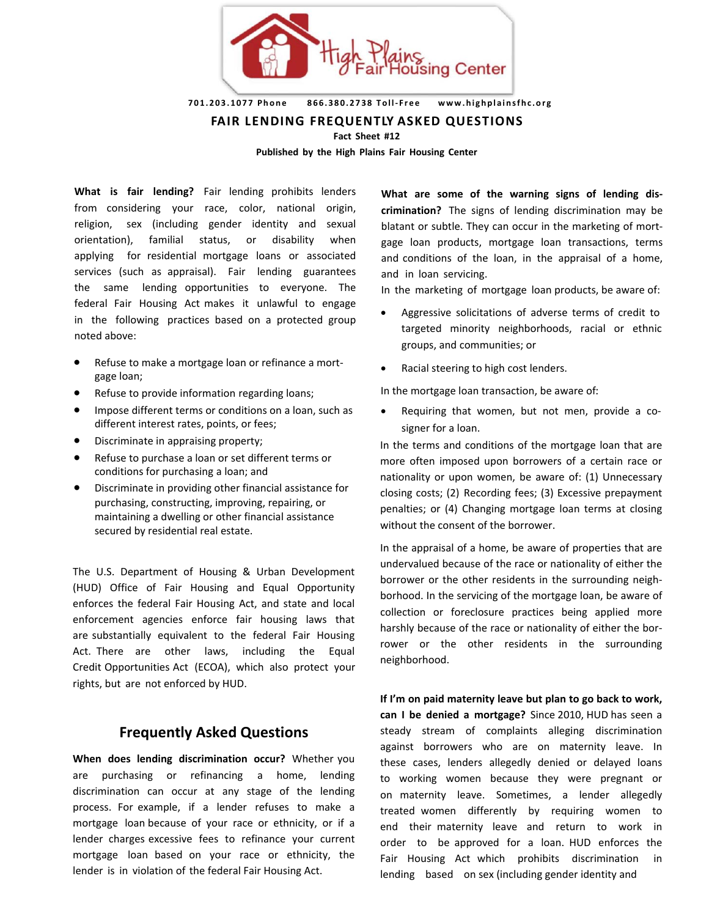701.203.1077 Phone    866.380.2738 Toll-Free    www.highplainsfhc.org

# FAIR LENDING FREQUENTLY ASKED QUESTIONS

**Fact Sheet #12**

**Published by the High Plains Fair Housing Center**

**What is fair lending?** Fair lending prohibits lenders from considering your race, color, national origin, religion, sex (including gender identity and sexual orientation), familial status, or disability when applying for residential mortgage loans or associated services (such as appraisal). Fair lending guarantees the same lending opportunities to everyone. The federal Fair Housing Act makes it unlawful to engage in the following practices based on a protected group noted above:

- Refuse to make a mortgage loan or refinance a mortgage loan;
- Refuse to provide information regarding loans;
- Impose different terms or conditions on a loan, such as different interest rates, points, or fees;
- Discriminate in appraising property;
- Refuse to purchase a loan or set different terms or conditions for purchasing a loan; and
- Discriminate in providing other financial assistance for purchasing, constructing, improving, repairing, or maintaining a dwelling or other financial assistance secured by residential real estate.

The U.S. Department of Housing & Urban Development (HUD) Office of Fair Housing and Equal Opportunity enforces the federal Fair Housing Act, and state and local enforcement agencies enforce fair housing laws that are substantially equivalent to the federal Fair Housing Act. There are other laws, including the Equal Credit Opportunities Act (ECOA), which also protect your rights, but are not enforced by HUD.

## Frequently Asked Questions

**When does lending discrimination occur?** Whether you are purchasing or refinancing a home, lending discrimination can occur at any stage of the lending process. For example, if a lender refuses to make a mortgage loan because of your race or ethnicity, or if a lender charges excessive fees to refinance your current mortgage loan based on your race or ethnicity, the lender is in violation of the federal Fair Housing Act.

**What are some of the warning signs of lending discrimination?** The signs of lending discrimination may be blatant or subtle. They can occur in the marketing of mortgage loan products, mortgage loan transactions, terms and conditions of the loan, in the appraisal of a home, and in loan servicing.

In the marketing of mortgage loan products, be aware of:

- Aggressive solicitations of adverse terms of credit to targeted minority neighborhoods, racial or ethnic groups, and communities; or
- Racial steering to high cost lenders.

In the mortgage loan transaction, be aware of:

- Requiring that women, but not men, provide a co-signer for a loan.

In the terms and conditions of the mortgage loan that are more often imposed upon borrowers of a certain race or nationality or upon women, be aware of: (1) Unnecessary closing costs; (2) Recording fees; (3) Excessive prepayment penalties; or (4) Changing mortgage loan terms at closing without the consent of the borrower.

In the appraisal of a home, be aware of properties that are undervalued because of the race or nationality of either the borrower or the other residents in the surrounding neighborhood. In the servicing of the mortgage loan, be aware of collection or foreclosure practices being applied more harshly because of the race or nationality of either the borrower or the other residents in the surrounding neighborhood.

**If I'm on paid maternity leave but plan to go back to work, can I be denied a mortgage?** Since 2010, HUD has seen a steady stream of complaints alleging discrimination against borrowers who are on maternity leave. In these cases, lenders allegedly denied or delayed loans to working women because they were pregnant or on maternity leave. Sometimes, a lender allegedly treated women differently by requiring women to end their maternity leave and return to work in order to be approved for a loan. HUD enforces the Fair Housing Act which prohibits discrimination in lending based on sex (including gender identity and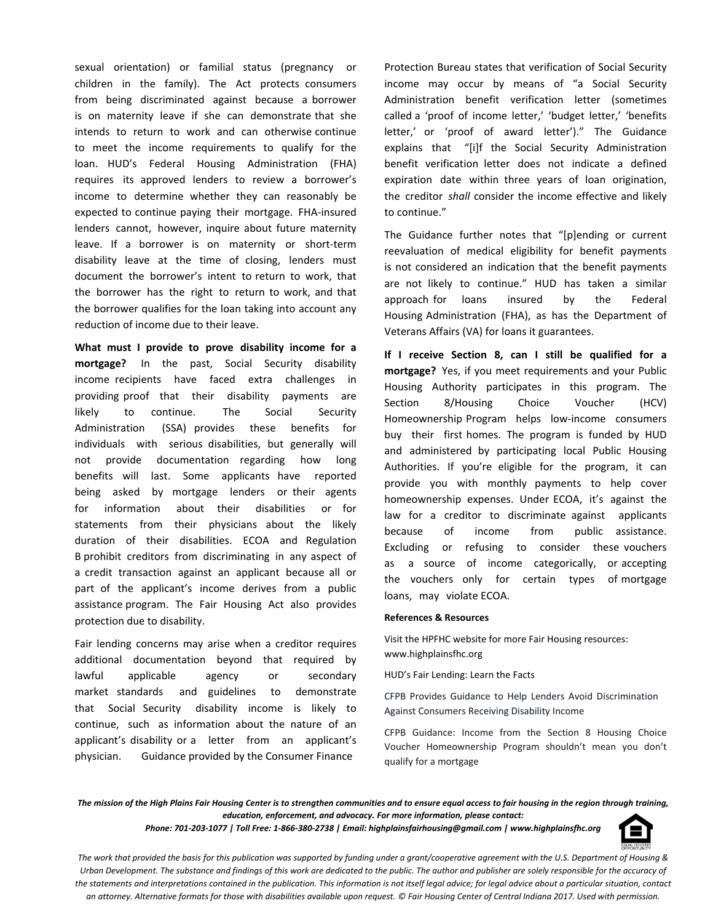sexual orientation) or familial status (pregnancy or children in the family). The Act protects consumers from being discriminated against because a borrower is on maternity leave if she can demonstrate that she intends to return to work and can otherwise continue to meet the income requirements to qualify for the loan. HUD's Federal Housing Administration (FHA) requires its approved lenders to review a borrower's income to determine whether they can reasonably be expected to continue paying their mortgage. FHA-insured lenders cannot, however, inquire about future maternity leave. If a borrower is on maternity or short-term disability leave at the time of closing, lenders must document the borrower's intent to return to work, that the borrower has the right to return to work, and that the borrower qualifies for the loan taking into account any reduction of income due to their leave.

**What must I provide to prove disability income for a mortgage?** In the past, Social Security disability income recipients have faced extra challenges in providing proof that their disability payments are likely to continue. The Social Security Administration (SSA) provides these benefits for individuals with serious disabilities, but generally will not provide documentation regarding how long benefits will last. Some applicants have reported being asked by mortgage lenders or their agents for information about their disabilities or for statements from their physicians about the likely duration of their disabilities. ECOA and Regulation B prohibit creditors from discriminating in any aspect of a credit transaction against an applicant because all or part of the applicant's income derives from a public assistance program. The Fair Housing Act also provides protection due to disability.

Fair lending concerns may arise when a creditor requires additional documentation beyond that required by lawful applicable agency or secondary market standards and guidelines to demonstrate that Social Security disability income is likely to continue, such as information about the nature of an applicant's disability or a letter from an applicant's physician. Guidance provided by the Consumer Finance Protection Bureau states that verification of Social Security income may occur by means of "a Social Security Administration benefit verification letter (sometimes called a 'proof of income letter,' 'budget letter,' 'benefits letter,' or 'proof of award letter')." The Guidance explains that "[i]f the Social Security Administration benefit verification letter does not indicate a defined expiration date within three years of loan origination, the creditor *shall* consider the income effective and likely to continue."

The Guidance further notes that "[p]ending or current reevaluation of medical eligibility for benefit payments is not considered an indication that the benefit payments are not likely to continue." HUD has taken a similar approach for loans insured by the Federal Housing Administration (FHA), as has the Department of Veterans Affairs (VA) for loans it guarantees.

**If I receive Section 8, can I still be qualified for a mortgage?** Yes, if you meet requirements and your Public Housing Authority participates in this program. The Section 8/Housing Choice Voucher (HCV) Homeownership Program helps low-income consumers buy their first homes. The program is funded by HUD and administered by participating local Public Housing Authorities. If you're eligible for the program, it can provide you with monthly payments to help cover homeownership expenses. Under ECOA, it's against the law for a creditor to discriminate against applicants because of income from public assistance. Excluding or refusing to consider these vouchers as a source of income categorically, or accepting the vouchers only for certain types of mortgage loans, may violate ECOA.

**References & Resources**

Visit the HPFHC website for more Fair Housing resources: www.highplainsfhc.org

HUD's Fair Lending: Learn the Facts

CFPB Provides Guidance to Help Lenders Avoid Discrimination Against Consumers Receiving Disability Income

CFPB Guidance: Income from the Section 8 Housing Choice Voucher Homeownership Program shouldn't mean you don't qualify for a mortgage

***The mission of the High Plains Fair Housing Center is to strengthen communities and to ensure equal access to fair housing in the region through training, education, enforcement, and advocacy. For more information, please contact:***

***Phone: 701-203-1077 | Toll Free: 1-866-380-2738 | Email: highplainsfairhousing@gmail.com | www.highplainsfhc.org***

*The work that provided the basis for this publication was supported by funding under a grant/cooperative agreement with the U.S. Department of Housing & Urban Development. The substance and findings of this work are dedicated to the public. The author and publisher are solely responsible for the accuracy of the statements and interpretations contained in the publication. This information is not itself legal advice; for legal advice about a particular situation, contact an attorney. Alternative formats for those with disabilities available upon request. © Fair Housing Center of Central Indiana 2017. Used with permission.*